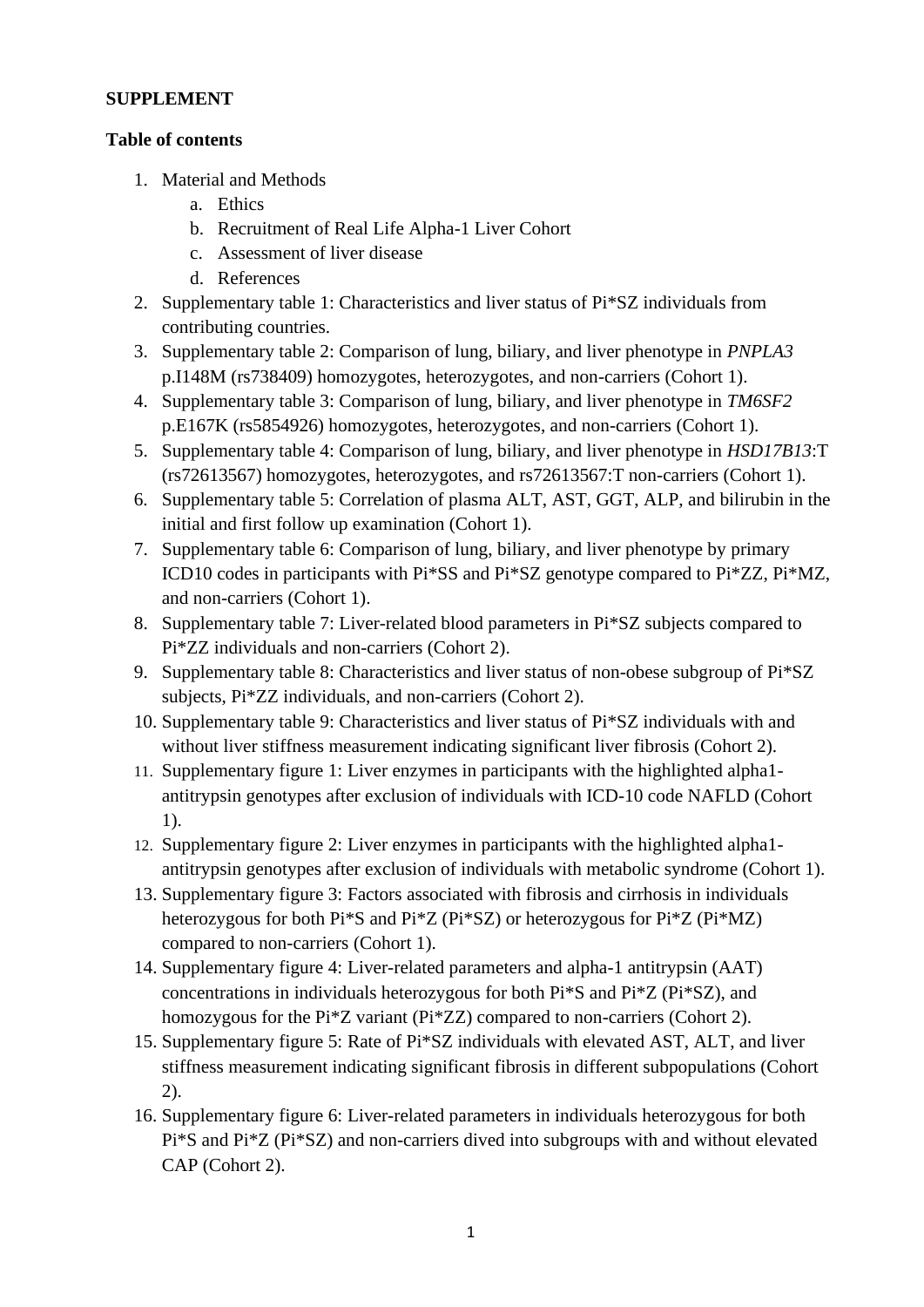**SUPPLEMENT**

**Table of contents**

1. Material and Methods
   a. Ethics
   b. Recruitment of Real Life Alpha-1 Liver Cohort
   c. Assessment of liver disease
   d. References
2. Supplementary table 1: Characteristics and liver status of Pi*SZ individuals from contributing countries.
3. Supplementary table 2: Comparison of lung, biliary, and liver phenotype in *PNPLA3* p.I148M (rs738409) homozygotes, heterozygotes, and non-carriers (Cohort 1).
4. Supplementary table 3: Comparison of lung, biliary, and liver phenotype in *TM6SF2* p.E167K (rs5854926) homozygotes, heterozygotes, and non-carriers (Cohort 1).
5. Supplementary table 4: Comparison of lung, biliary, and liver phenotype in *HSD17B13*:T (rs72613567) homozygotes, heterozygotes, and rs72613567:T non-carriers (Cohort 1).
6. Supplementary table 5: Correlation of plasma ALT, AST, GGT, ALP, and bilirubin in the initial and first follow up examination (Cohort 1).
7. Supplementary table 6: Comparison of lung, biliary, and liver phenotype by primary ICD10 codes in participants with Pi*SS and Pi*SZ genotype compared to Pi*ZZ, Pi*MZ, and non-carriers (Cohort 1).
8. Supplementary table 7: Liver-related blood parameters in Pi*SZ subjects compared to Pi*ZZ individuals and non-carriers (Cohort 2).
9. Supplementary table 8: Characteristics and liver status of non-obese subgroup of Pi*SZ subjects, Pi*ZZ individuals, and non-carriers (Cohort 2).
10. Supplementary table 9: Characteristics and liver status of Pi*SZ individuals with and without liver stiffness measurement indicating significant liver fibrosis (Cohort 2).
11. Supplementary figure 1: Liver enzymes in participants with the highlighted alpha1-antitrypsin genotypes after exclusion of individuals with ICD-10 code NAFLD (Cohort 1).
12. Supplementary figure 2: Liver enzymes in participants with the highlighted alpha1-antitrypsin genotypes after exclusion of individuals with metabolic syndrome (Cohort 1).
13. Supplementary figure 3: Factors associated with fibrosis and cirrhosis in individuals heterozygous for both Pi*S and Pi*Z (Pi*SZ) or heterozygous for Pi*Z (Pi*MZ) compared to non-carriers (Cohort 1).
14. Supplementary figure 4: Liver-related parameters and alpha-1 antitrypsin (AAT) concentrations in individuals heterozygous for both Pi*S and Pi*Z (Pi*SZ), and homozygous for the Pi*Z variant (Pi*ZZ) compared to non-carriers (Cohort 2).
15. Supplementary figure 5: Rate of Pi*SZ individuals with elevated AST, ALT, and liver stiffness measurement indicating significant fibrosis in different subpopulations (Cohort 2).
16. Supplementary figure 6: Liver-related parameters in individuals heterozygous for both Pi*S and Pi*Z (Pi*SZ) and non-carriers dived into subgroups with and without elevated CAP (Cohort 2).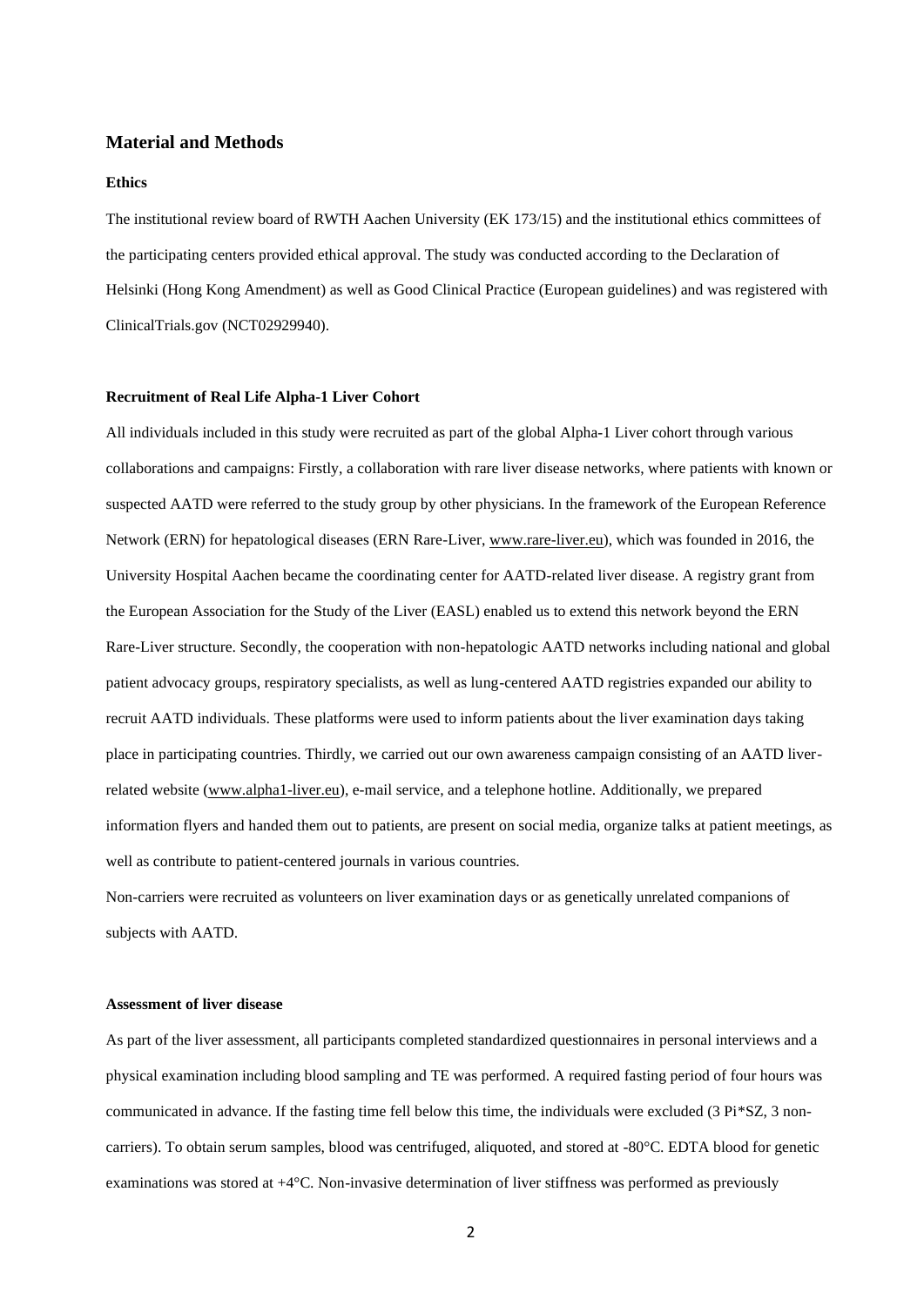## Material and Methods

### Ethics

The institutional review board of RWTH Aachen University (EK 173/15) and the institutional ethics committees of the participating centers provided ethical approval. The study was conducted according to the Declaration of Helsinki (Hong Kong Amendment) as well as Good Clinical Practice (European guidelines) and was registered with ClinicalTrials.gov (NCT02929940).

### Recruitment of Real Life Alpha-1 Liver Cohort

All individuals included in this study were recruited as part of the global Alpha-1 Liver cohort through various collaborations and campaigns: Firstly, a collaboration with rare liver disease networks, where patients with known or suspected AATD were referred to the study group by other physicians. In the framework of the European Reference Network (ERN) for hepatological diseases (ERN Rare-Liver, www.rare-liver.eu), which was founded in 2016, the University Hospital Aachen became the coordinating center for AATD-related liver disease. A registry grant from the European Association for the Study of the Liver (EASL) enabled us to extend this network beyond the ERN Rare-Liver structure. Secondly, the cooperation with non-hepatologic AATD networks including national and global patient advocacy groups, respiratory specialists, as well as lung-centered AATD registries expanded our ability to recruit AATD individuals. These platforms were used to inform patients about the liver examination days taking place in participating countries. Thirdly, we carried out our own awareness campaign consisting of an AATD liver-related website (www.alpha1-liver.eu), e-mail service, and a telephone hotline. Additionally, we prepared information flyers and handed them out to patients, are present on social media, organize talks at patient meetings, as well as contribute to patient-centered journals in various countries.

Non-carriers were recruited as volunteers on liver examination days or as genetically unrelated companions of subjects with AATD.

### Assessment of liver disease

As part of the liver assessment, all participants completed standardized questionnaires in personal interviews and a physical examination including blood sampling and TE was performed. A required fasting period of four hours was communicated in advance. If the fasting time fell below this time, the individuals were excluded (3 Pi*SZ, 3 non-carriers). To obtain serum samples, blood was centrifuged, aliquoted, and stored at -80°C. EDTA blood for genetic examinations was stored at +4°C. Non-invasive determination of liver stiffness was performed as previously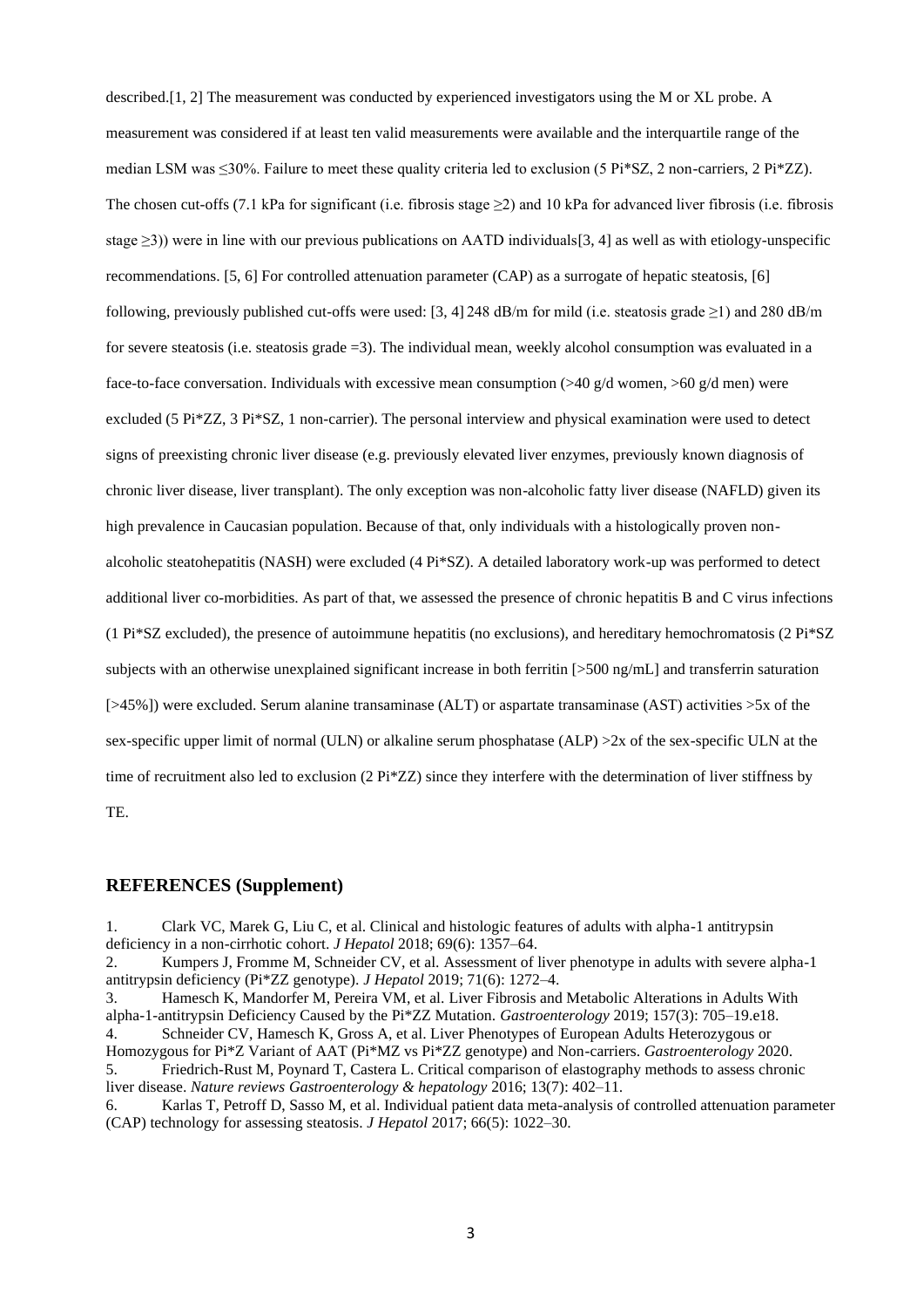described.[1, 2] The measurement was conducted by experienced investigators using the M or XL probe. A measurement was considered if at least ten valid measurements were available and the interquartile range of the median LSM was ≤30%. Failure to meet these quality criteria led to exclusion (5 Pi*SZ, 2 non-carriers, 2 Pi*ZZ). The chosen cut-offs (7.1 kPa for significant (i.e. fibrosis stage ≥2) and 10 kPa for advanced liver fibrosis (i.e. fibrosis stage ≥3)) were in line with our previous publications on AATD individuals[3, 4] as well as with etiology-unspecific recommendations. [5, 6] For controlled attenuation parameter (CAP) as a surrogate of hepatic steatosis, [6] following, previously published cut-offs were used: [3, 4] 248 dB/m for mild (i.e. steatosis grade ≥1) and 280 dB/m for severe steatosis (i.e. steatosis grade =3). The individual mean, weekly alcohol consumption was evaluated in a face-to-face conversation. Individuals with excessive mean consumption (>40 g/d women, >60 g/d men) were excluded (5 Pi*ZZ, 3 Pi*SZ, 1 non-carrier). The personal interview and physical examination were used to detect signs of preexisting chronic liver disease (e.g. previously elevated liver enzymes, previously known diagnosis of chronic liver disease, liver transplant). The only exception was non-alcoholic fatty liver disease (NAFLD) given its high prevalence in Caucasian population. Because of that, only individuals with a histologically proven non-alcoholic steatohepatitis (NASH) were excluded (4 Pi*SZ). A detailed laboratory work-up was performed to detect additional liver co-morbidities. As part of that, we assessed the presence of chronic hepatitis B and C virus infections (1 Pi*SZ excluded), the presence of autoimmune hepatitis (no exclusions), and hereditary hemochromatosis (2 Pi*SZ subjects with an otherwise unexplained significant increase in both ferritin [>500 ng/mL] and transferrin saturation [>45%]) were excluded. Serum alanine transaminase (ALT) or aspartate transaminase (AST) activities >5x of the sex-specific upper limit of normal (ULN) or alkaline serum phosphatase (ALP) >2x of the sex-specific ULN at the time of recruitment also led to exclusion (2 Pi*ZZ) since they interfere with the determination of liver stiffness by TE.

## REFERENCES (Supplement)

1. Clark VC, Marek G, Liu C, et al. Clinical and histologic features of adults with alpha-1 antitrypsin deficiency in a non-cirrhotic cohort. *J Hepatol* 2018; 69(6): 1357–64.
2. Kumpers J, Fromme M, Schneider CV, et al. Assessment of liver phenotype in adults with severe alpha-1 antitrypsin deficiency (Pi*ZZ genotype). *J Hepatol* 2019; 71(6): 1272–4.
3. Hamesch K, Mandorfer M, Pereira VM, et al. Liver Fibrosis and Metabolic Alterations in Adults With alpha-1-antitrypsin Deficiency Caused by the Pi*ZZ Mutation. *Gastroenterology* 2019; 157(3): 705–19.e18.
4. Schneider CV, Hamesch K, Gross A, et al. Liver Phenotypes of European Adults Heterozygous or Homozygous for Pi*Z Variant of AAT (Pi*MZ vs Pi*ZZ genotype) and Non-carriers. *Gastroenterology* 2020.
5. Friedrich-Rust M, Poynard T, Castera L. Critical comparison of elastography methods to assess chronic liver disease. *Nature reviews Gastroenterology & hepatology* 2016; 13(7): 402–11.
6. Karlas T, Petroff D, Sasso M, et al. Individual patient data meta-analysis of controlled attenuation parameter (CAP) technology for assessing steatosis. *J Hepatol* 2017; 66(5): 1022–30.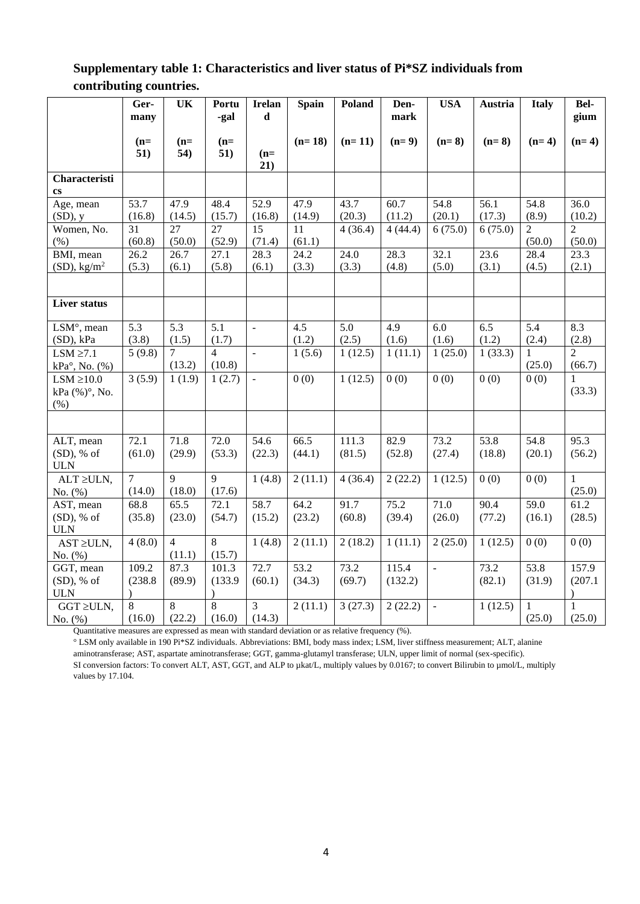**Supplementary table 1: Characteristics and liver status of Pi*SZ individuals from contributing countries.**

| | Germany (n= 51) | UK (n= 54) | Portugal (n= 51) | Ireland (n= 21) | Spain (n= 18) | Poland (n= 11) | Denmark (n= 9) | USA (n= 8) | Austria (n= 8) | Italy (n= 4) | Belgium (n= 4) |
|---|---|---|---|---|---|---|---|---|---|---|---|
| **Characteristics** | | | | | | | | | | | |
| Age, mean (SD), y | 53.7 (16.8) | 47.9 (14.5) | 48.4 (15.7) | 52.9 (16.8) | 47.9 (14.9) | 43.7 (20.3) | 60.7 (11.2) | 54.8 (20.1) | 56.1 (17.3) | 54.8 (8.9) | 36.0 (10.2) |
| Women, No. (%) | 31 (60.8) | 27 (50.0) | 27 (52.9) | 15 (71.4) | 11 (61.1) | 4 (36.4) | 4 (44.4) | 6 (75.0) | 6 (75.0) | 2 (50.0) | 2 (50.0) |
| BMI, mean (SD), kg/m$^2$ | 26.2 (5.3) | 26.7 (6.1) | 27.1 (5.8) | 28.3 (6.1) | 24.2 (3.3) | 24.0 (3.3) | 28.3 (4.8) | 32.1 (5.0) | 23.6 (3.1) | 28.4 (4.5) | 23.3 (2.1) |
| | | | | | | | | | | | |
| **Liver status** | | | | | | | | | | | |
| LSM°, mean (SD), kPa | 5.3 (3.8) | 5.3 (1.5) | 5.1 (1.7) | - | 4.5 (1.2) | 5.0 (2.5) | 4.9 (1.6) | 6.0 (1.6) | 6.5 (1.2) | 5.4 (2.4) | 8.3 (2.8) |
| LSM ≥7.1 kPa°, No. (%) | 5 (9.8) | 7 (13.2) | 4 (10.8) | - | 1 (5.6) | 1 (12.5) | 1 (11.1) | 1 (25.0) | 1 (33.3) | 1 (25.0) | 2 (66.7) |
| LSM ≥10.0 kPa (%)°, No. (%) | 3 (5.9) | 1 (1.9) | 1 (2.7) | - | 0 (0) | 1 (12.5) | 0 (0) | 0 (0) | 0 (0) | 0 (0) | 1 (33.3) |
| | | | | | | | | | | | |
| ALT, mean (SD), % of ULN | 72.1 (61.0) | 71.8 (29.9) | 72.0 (53.3) | 54.6 (22.3) | 66.5 (44.1) | 111.3 (81.5) | 82.9 (52.8) | 73.2 (27.4) | 53.8 (18.8) | 54.8 (20.1) | 95.3 (56.2) |
| ALT ≥ULN, No. (%) | 7 (14.0) | 9 (18.0) | 9 (17.6) | 1 (4.8) | 2 (11.1) | 4 (36.4) | 2 (22.2) | 1 (12.5) | 0 (0) | 0 (0) | 1 (25.0) |
| AST, mean (SD), % of ULN | 68.8 (35.8) | 65.5 (23.0) | 72.1 (54.7) | 58.7 (15.2) | 64.2 (23.2) | 91.7 (60.8) | 75.2 (39.4) | 71.0 (26.0) | 90.4 (77.2) | 59.0 (16.1) | 61.2 (28.5) |
| AST ≥ULN, No. (%) | 4 (8.0) | 4 (11.1) | 8 (15.7) | 1 (4.8) | 2 (11.1) | 2 (18.2) | 1 (11.1) | 2 (25.0) | 1 (12.5) | 0 (0) | 0 (0) |
| GGT, mean (SD), % of ULN | 109.2 (238.8) | 87.3 (89.9) | 101.3 (133.9) | 72.7 (60.1) | 53.2 (34.3) | 73.2 (69.7) | 115.4 (132.2) | - | 73.2 (82.1) | 53.8 (31.9) | 157.9 (207.1) |
| GGT ≥ULN, No. (%) | 8 (16.0) | 8 (22.2) | 8 (16.0) | 3 (14.3) | 2 (11.1) | 3 (27.3) | 2 (22.2) | - | 1 (12.5) | 1 (25.0) | 1 (25.0) |

Quantitative measures are expressed as mean with standard deviation or as relative frequency (%).

° LSM only available in 190 Pi*SZ individuals. Abbreviations: BMI, body mass index; LSM, liver stiffness measurement; ALT, alanine aminotransferase; AST, aspartate aminotransferase; GGT, gamma-glutamyl transferase; ULN, upper limit of normal (sex-specific).

SI conversion factors: To convert ALT, AST, GGT, and ALP to µkat/L, multiply values by 0.0167; to convert Bilirubin to µmol/L, multiply values by 17.104.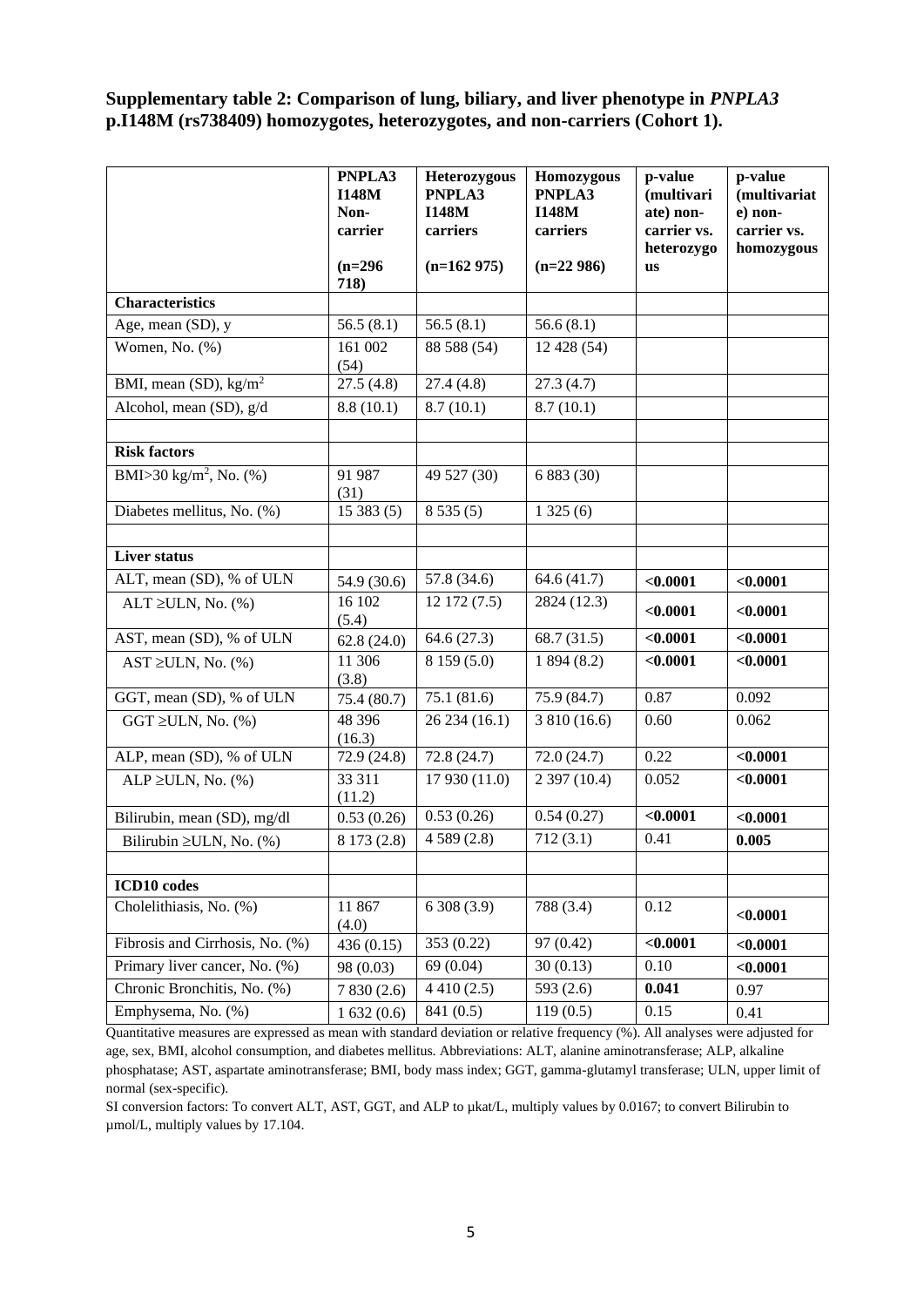**Supplementary table 2: Comparison of lung, biliary, and liver phenotype in *PNPLA3* p.I148M (rs738409) homozygotes, heterozygotes, and non-carriers (Cohort 1).**

| | PNPLA3 I148M Non-carrier (n=296 718) | Heterozygous PNPLA3 I148M carriers (n=162 975) | Homozygous PNPLA3 I148M carriers (n=22 986) | p-value (multivariate) non-carrier vs. heterozygous | p-value (multivariate) non-carrier vs. homozygous |
|---|---|---|---|---|---|
| **Characteristics** | | | | | |
| Age, mean (SD), y | 56.5 (8.1) | 56.5 (8.1) | 56.6 (8.1) | | |
| Women, No. (%) | 161 002 (54) | 88 588 (54) | 12 428 (54) | | |
| BMI, mean (SD), kg/m$^2$ | 27.5 (4.8) | 27.4 (4.8) | 27.3 (4.7) | | |
| Alcohol, mean (SD), g/d | 8.8 (10.1) | 8.7 (10.1) | 8.7 (10.1) | | |
| | | | | | |
| **Risk factors** | | | | | |
| BMI>30 kg/m$^2$, No. (%) | 91 987 (31) | 49 527 (30) | 6 883 (30) | | |
| Diabetes mellitus, No. (%) | 15 383 (5) | 8 535 (5) | 1 325 (6) | | |
| | | | | | |
| **Liver status** | | | | | |
| ALT, mean (SD), % of ULN | 54.9 (30.6) | 57.8 (34.6) | 64.6 (41.7) | **<0.0001** | **<0.0001** |
| ALT ≥ULN, No. (%) | 16 102 (5.4) | 12 172 (7.5) | 2824 (12.3) | **<0.0001** | **<0.0001** |
| AST, mean (SD), % of ULN | 62.8 (24.0) | 64.6 (27.3) | 68.7 (31.5) | **<0.0001** | **<0.0001** |
| AST ≥ULN, No. (%) | 11 306 (3.8) | 8 159 (5.0) | 1 894 (8.2) | **<0.0001** | **<0.0001** |
| GGT, mean (SD), % of ULN | 75.4 (80.7) | 75.1 (81.6) | 75.9 (84.7) | 0.87 | 0.092 |
| GGT ≥ULN, No. (%) | 48 396 (16.3) | 26 234 (16.1) | 3 810 (16.6) | 0.60 | 0.062 |
| ALP, mean (SD), % of ULN | 72.9 (24.8) | 72.8 (24.7) | 72.0 (24.7) | 0.22 | **<0.0001** |
| ALP ≥ULN, No. (%) | 33 311 (11.2) | 17 930 (11.0) | 2 397 (10.4) | 0.052 | **<0.0001** |
| Bilirubin, mean (SD), mg/dl | 0.53 (0.26) | 0.53 (0.26) | 0.54 (0.27) | **<0.0001** | **<0.0001** |
| Bilirubin ≥ULN, No. (%) | 8 173 (2.8) | 4 589 (2.8) | 712 (3.1) | 0.41 | **0.005** |
| | | | | | |
| **ICD10 codes** | | | | | |
| Cholelithiasis, No. (%) | 11 867 (4.0) | 6 308 (3.9) | 788 (3.4) | 0.12 | **<0.0001** |
| Fibrosis and Cirrhosis, No. (%) | 436 (0.15) | 353 (0.22) | 97 (0.42) | **<0.0001** | **<0.0001** |
| Primary liver cancer, No. (%) | 98 (0.03) | 69 (0.04) | 30 (0.13) | 0.10 | **<0.0001** |
| Chronic Bronchitis, No. (%) | 7 830 (2.6) | 4 410 (2.5) | 593 (2.6) | **0.041** | 0.97 |
| Emphysema, No. (%) | 1 632 (0.6) | 841 (0.5) | 119 (0.5) | 0.15 | 0.41 |

Quantitative measures are expressed as mean with standard deviation or relative frequency (%). All analyses were adjusted for age, sex, BMI, alcohol consumption, and diabetes mellitus. Abbreviations: ALT, alanine aminotransferase; ALP, alkaline phosphatase; AST, aspartate aminotransferase; BMI, body mass index; GGT, gamma-glutamyl transferase; ULN, upper limit of normal (sex-specific).

SI conversion factors: To convert ALT, AST, GGT, and ALP to µkat/L, multiply values by 0.0167; to convert Bilirubin to µmol/L, multiply values by 17.104.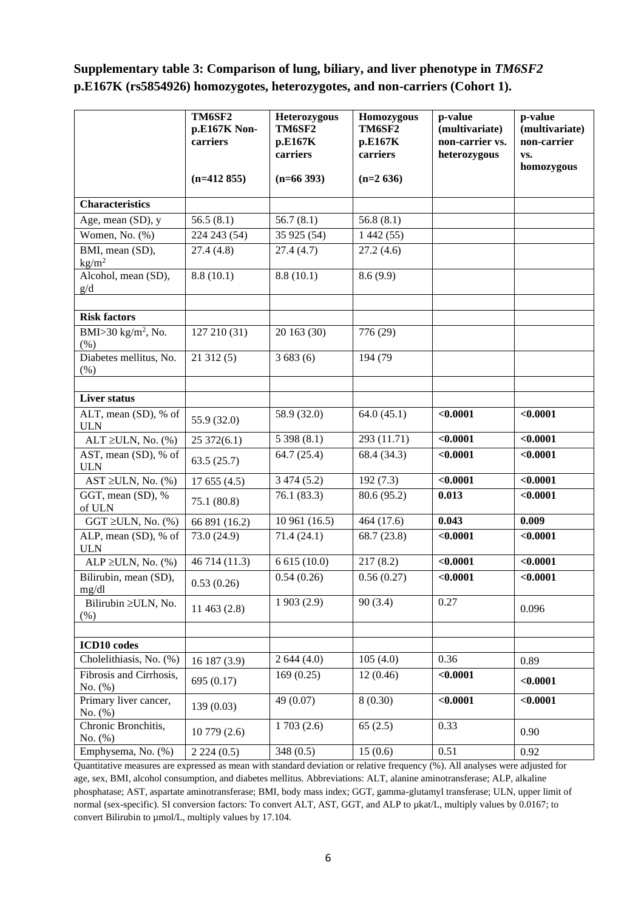**Supplementary table 3: Comparison of lung, biliary, and liver phenotype in *TM6SF2* p.E167K (rs5854926) homozygotes, heterozygotes, and non-carriers (Cohort 1).**

| | TM6SF2 p.E167K Non-carriers (n=412 855) | Heterozygous TM6SF2 p.E167K carriers (n=66 393) | Homozygous TM6SF2 p.E167K carriers (n=2 636) | p-value (multivariate) non-carrier vs. heterozygous | p-value (multivariate) non-carrier vs. homozygous |
|---|---|---|---|---|---|
| **Characteristics** | | | | | |
| Age, mean (SD), y | 56.5 (8.1) | 56.7 (8.1) | 56.8 (8.1) | | |
| Women, No. (%) | 224 243 (54) | 35 925 (54) | 1 442 (55) | | |
| BMI, mean (SD), kg/m$^2$ | 27.4 (4.8) | 27.4 (4.7) | 27.2 (4.6) | | |
| Alcohol, mean (SD), g/d | 8.8 (10.1) | 8.8 (10.1) | 8.6 (9.9) | | |
| | | | | | |
| **Risk factors** | | | | | |
| BMI>30 kg/m$^2$, No. (%) | 127 210 (31) | 20 163 (30) | 776 (29) | | |
| Diabetes mellitus, No. (%) | 21 312 (5) | 3 683 (6) | 194 (79 | | |
| | | | | | |
| **Liver status** | | | | | |
| ALT, mean (SD), % of ULN | 55.9 (32.0) | 58.9 (32.0) | 64.0 (45.1) | **<0.0001** | **<0.0001** |
| ALT ≥ULN, No. (%) | 25 372(6.1) | 5 398 (8.1) | 293 (11.71) | **<0.0001** | **<0.0001** |
| AST, mean (SD), % of ULN | 63.5 (25.7) | 64.7 (25.4) | 68.4 (34.3) | **<0.0001** | **<0.0001** |
| AST ≥ULN, No. (%) | 17 655 (4.5) | 3 474 (5.2) | 192 (7.3) | **<0.0001** | **<0.0001** |
| GGT, mean (SD), % of ULN | 75.1 (80.8) | 76.1 (83.3) | 80.6 (95.2) | **0.013** | **<0.0001** |
| GGT ≥ULN, No. (%) | 66 891 (16.2) | 10 961 (16.5) | 464 (17.6) | **0.043** | **0.009** |
| ALP, mean (SD), % of ULN | 73.0 (24.9) | 71.4 (24.1) | 68.7 (23.8) | **<0.0001** | **<0.0001** |
| ALP ≥ULN, No. (%) | 46 714 (11.3) | 6 615 (10.0) | 217 (8.2) | **<0.0001** | **<0.0001** |
| Bilirubin, mean (SD), mg/dl | 0.53 (0.26) | 0.54 (0.26) | 0.56 (0.27) | **<0.0001** | **<0.0001** |
| Bilirubin ≥ULN, No. (%) | 11 463 (2.8) | 1 903 (2.9) | 90 (3.4) | 0.27 | 0.096 |
| | | | | | |
| **ICD10 codes** | | | | | |
| Cholelithiasis, No. (%) | 16 187 (3.9) | 2 644 (4.0) | 105 (4.0) | 0.36 | 0.89 |
| Fibrosis and Cirrhosis, No. (%) | 695 (0.17) | 169 (0.25) | 12 (0.46) | **<0.0001** | **<0.0001** |
| Primary liver cancer, No. (%) | 139 (0.03) | 49 (0.07) | 8 (0.30) | **<0.0001** | **<0.0001** |
| Chronic Bronchitis, No. (%) | 10 779 (2.6) | 1 703 (2.6) | 65 (2.5) | 0.33 | 0.90 |
| Emphysema, No. (%) | 2 224 (0.5) | 348 (0.5) | 15 (0.6) | 0.51 | 0.92 |

Quantitative measures are expressed as mean with standard deviation or relative frequency (%). All analyses were adjusted for age, sex, BMI, alcohol consumption, and diabetes mellitus. Abbreviations: ALT, alanine aminotransferase; ALP, alkaline phosphatase; AST, aspartate aminotransferase; BMI, body mass index; GGT, gamma-glutamyl transferase; ULN, upper limit of normal (sex-specific). SI conversion factors: To convert ALT, AST, GGT, and ALP to µkat/L, multiply values by 0.0167; to convert Bilirubin to µmol/L, multiply values by 17.104.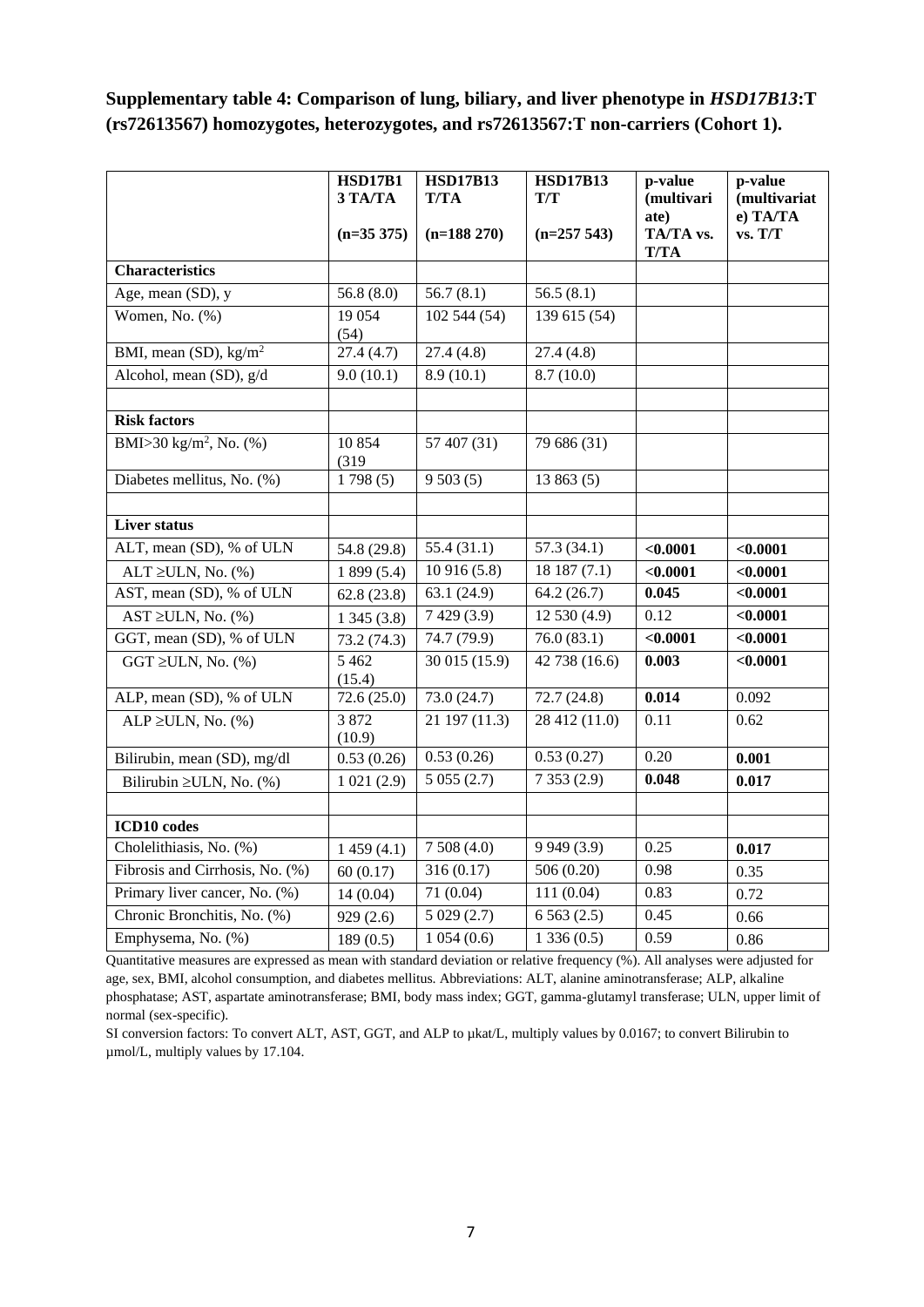**Supplementary table 4: Comparison of lung, biliary, and liver phenotype in *HSD17B13*:T (rs72613567) homozygotes, heterozygotes, and rs72613567:T non-carriers (Cohort 1).**

| | **HSD17B13 TA/TA** (n=35 375) | **HSD17B13 T/TA** (n=188 270) | **HSD17B13 T/T** (n=257 543) | **p-value (multivariate) TA/TA vs. T/TA** | **p-value (multivariate) TA/TA vs. T/T** |
|---|---|---|---|---|---|
| **Characteristics** | | | | | |
| Age, mean (SD), y | 56.8 (8.0) | 56.7 (8.1) | 56.5 (8.1) | | |
| Women, No. (%) | 19 054 (54) | 102 544 (54) | 139 615 (54) | | |
| BMI, mean (SD), kg/m$^2$ | 27.4 (4.7) | 27.4 (4.8) | 27.4 (4.8) | | |
| Alcohol, mean (SD), g/d | 9.0 (10.1) | 8.9 (10.1) | 8.7 (10.0) | | |
| | | | | | |
| **Risk factors** | | | | | |
| BMI>30 kg/m$^2$, No. (%) | 10 854 (319 | 57 407 (31) | 79 686 (31) | | |
| Diabetes mellitus, No. (%) | 1 798 (5) | 9 503 (5) | 13 863 (5) | | |
| | | | | | |
| **Liver status** | | | | | |
| ALT, mean (SD), % of ULN | 54.8 (29.8) | 55.4 (31.1) | 57.3 (34.1) | **<0.0001** | **<0.0001** |
| ALT ≥ULN, No. (%) | 1 899 (5.4) | 10 916 (5.8) | 18 187 (7.1) | **<0.0001** | **<0.0001** |
| AST, mean (SD), % of ULN | 62.8 (23.8) | 63.1 (24.9) | 64.2 (26.7) | **0.045** | **<0.0001** |
| AST ≥ULN, No. (%) | 1 345 (3.8) | 7 429 (3.9) | 12 530 (4.9) | 0.12 | **<0.0001** |
| GGT, mean (SD), % of ULN | 73.2 (74.3) | 74.7 (79.9) | 76.0 (83.1) | **<0.0001** | **<0.0001** |
| GGT ≥ULN, No. (%) | 5 462 (15.4) | 30 015 (15.9) | 42 738 (16.6) | **0.003** | **<0.0001** |
| ALP, mean (SD), % of ULN | 72.6 (25.0) | 73.0 (24.7) | 72.7 (24.8) | **0.014** | 0.092 |
| ALP ≥ULN, No. (%) | 3 872 (10.9) | 21 197 (11.3) | 28 412 (11.0) | 0.11 | 0.62 |
| Bilirubin, mean (SD), mg/dl | 0.53 (0.26) | 0.53 (0.26) | 0.53 (0.27) | 0.20 | **0.001** |
| Bilirubin ≥ULN, No. (%) | 1 021 (2.9) | 5 055 (2.7) | 7 353 (2.9) | **0.048** | **0.017** |
| | | | | | |
| **ICD10 codes** | | | | | |
| Cholelithiasis, No. (%) | 1 459 (4.1) | 7 508 (4.0) | 9 949 (3.9) | 0.25 | **0.017** |
| Fibrosis and Cirrhosis, No. (%) | 60 (0.17) | 316 (0.17) | 506 (0.20) | 0.98 | 0.35 |
| Primary liver cancer, No. (%) | 14 (0.04) | 71 (0.04) | 111 (0.04) | 0.83 | 0.72 |
| Chronic Bronchitis, No. (%) | 929 (2.6) | 5 029 (2.7) | 6 563 (2.5) | 0.45 | 0.66 |
| Emphysema, No. (%) | 189 (0.5) | 1 054 (0.6) | 1 336 (0.5) | 0.59 | 0.86 |

Quantitative measures are expressed as mean with standard deviation or relative frequency (%). All analyses were adjusted for age, sex, BMI, alcohol consumption, and diabetes mellitus. Abbreviations: ALT, alanine aminotransferase; ALP, alkaline phosphatase; AST, aspartate aminotransferase; BMI, body mass index; GGT, gamma-glutamyl transferase; ULN, upper limit of normal (sex-specific).

SI conversion factors: To convert ALT, AST, GGT, and ALP to µkat/L, multiply values by 0.0167; to convert Bilirubin to µmol/L, multiply values by 17.104.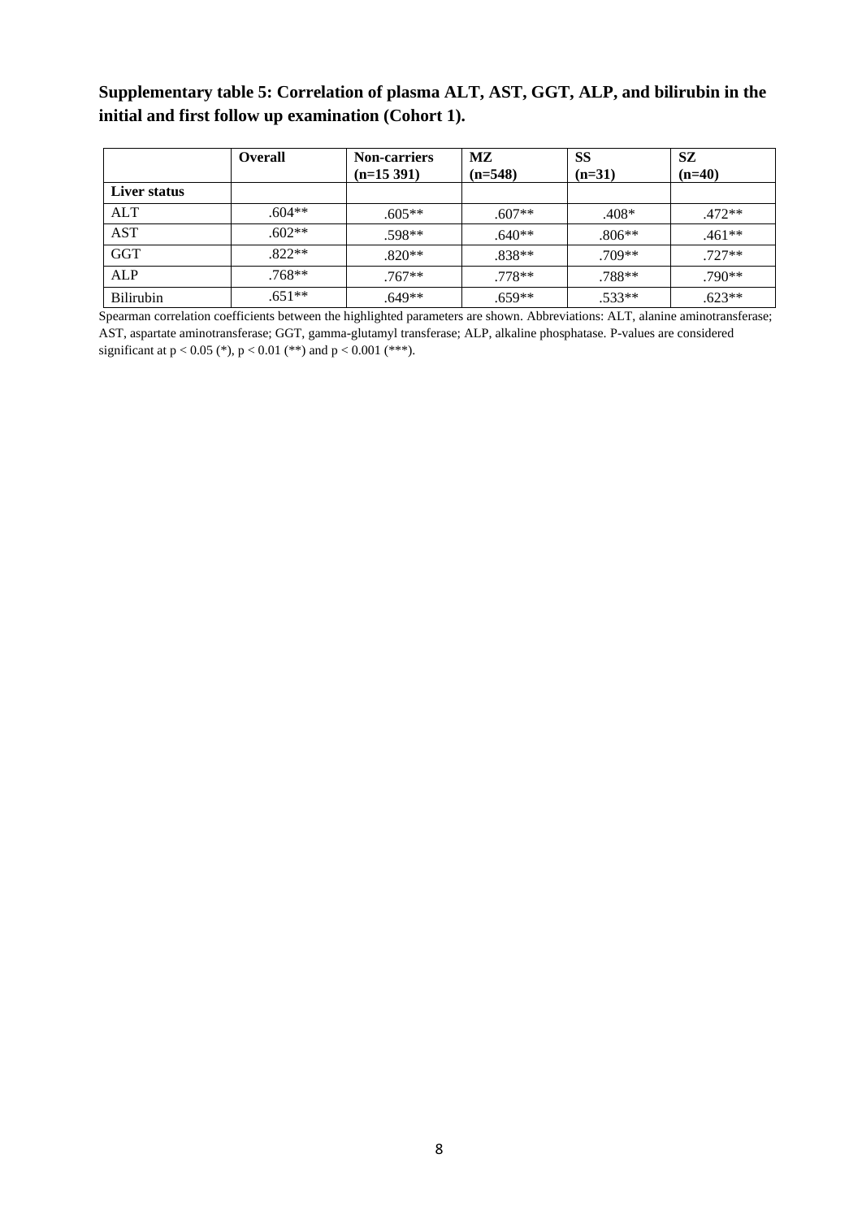**Supplementary table 5: Correlation of plasma ALT, AST, GGT, ALP, and bilirubin in the initial and first follow up examination (Cohort 1).**

| | Overall | Non-carriers (n=15 391) | MZ (n=548) | SS (n=31) | SZ (n=40) |
|---|---|---|---|---|---|
| **Liver status** | | | | | |
| ALT | .604** | .605** | .607** | .408* | .472** |
| AST | .602** | .598** | .640** | .806** | .461** |
| GGT | .822** | .820** | .838** | .709** | .727** |
| ALP | .768** | .767** | .778** | .788** | .790** |
| Bilirubin | .651** | .649** | .659** | .533** | .623** |

Spearman correlation coefficients between the highlighted parameters are shown. Abbreviations: ALT, alanine aminotransferase; AST, aspartate aminotransferase; GGT, gamma-glutamyl transferase; ALP, alkaline phosphatase. P-values are considered significant at $p < 0.05$ (*), $p < 0.01$ (**) and $p < 0.001$ (***).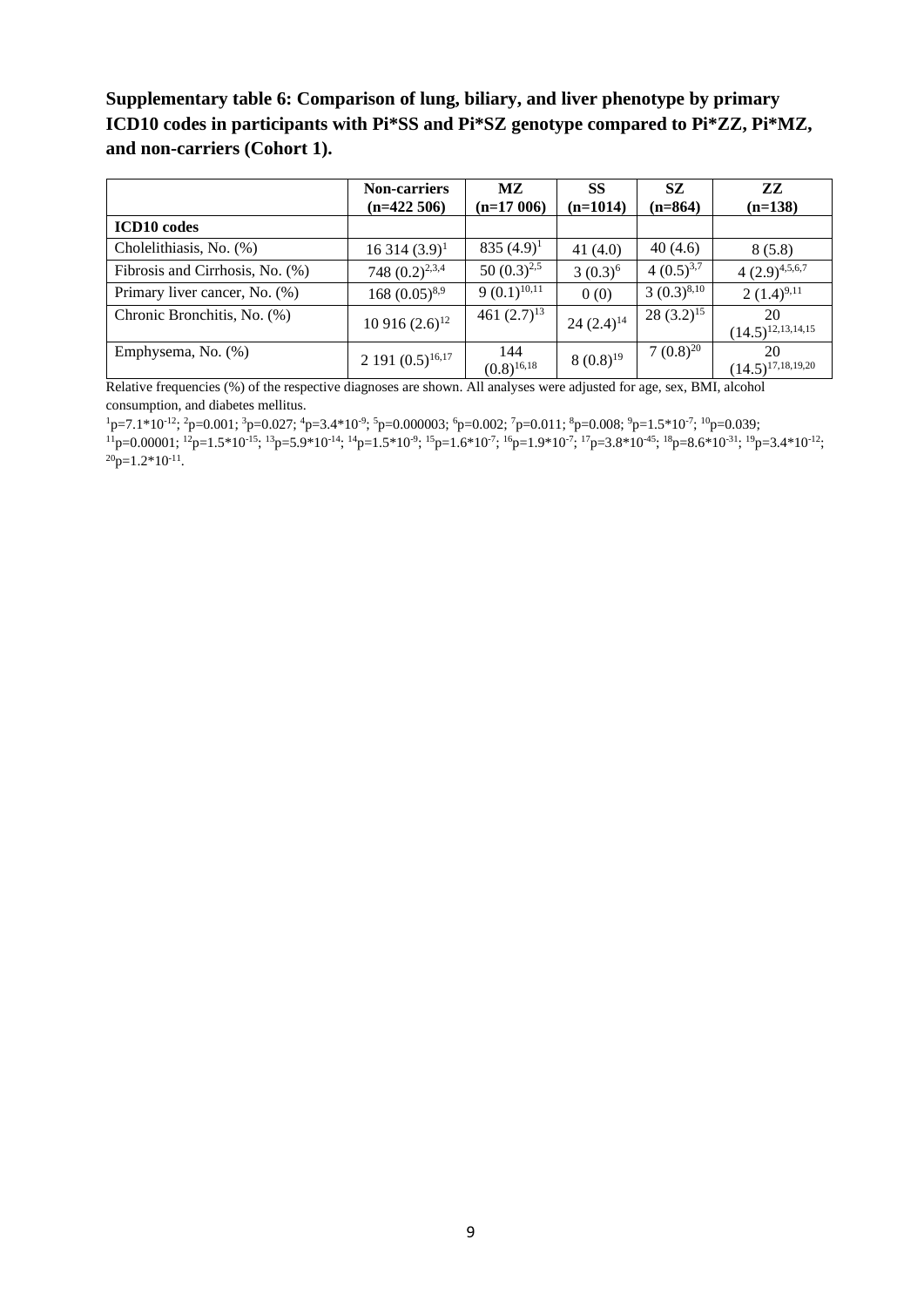**Supplementary table 6: Comparison of lung, biliary, and liver phenotype by primary ICD10 codes in participants with Pi*SS and Pi*SZ genotype compared to Pi*ZZ, Pi*MZ, and non-carriers (Cohort 1).**

| | **Non-carriers (n=422 506)** | **MZ (n=17 006)** | **SS (n=1014)** | **SZ (n=864)** | **ZZ (n=138)** |
|---|---|---|---|---|---|
| **ICD10 codes** | | | | | |
| Cholelithiasis, No. (%) | 16 314 (3.9)[1] | 835 (4.9)[1] | 41 (4.0) | 40 (4.6) | 8 (5.8) |
| Fibrosis and Cirrhosis, No. (%) | 748 (0.2)[2,3,4] | 50 (0.3)[2,5] | 3 (0.3)[6] | 4 (0.5)[3,7] | 4 (2.9)[4,5,6,7] |
| Primary liver cancer, No. (%) | 168 (0.05)[8,9] | 9 (0.1)[10,11] | 0 (0) | 3 (0.3)[8,10] | 2 (1.4)[9,11] |
| Chronic Bronchitis, No. (%) | 10 916 (2.6)[12] | 461 (2.7)[13] | 24 (2.4)[14] | 28 (3.2)[15] | 20 (14.5)[12,13,14,15] |
| Emphysema, No. (%) | 2 191 (0.5)[16,17] | 144 (0.8)[16,18] | 8 (0.8)[19] | 7 (0.8)[20] | 20 (14.5)[17,18,19,20] |

Relative frequencies (%) of the respective diagnoses are shown. All analyses were adjusted for age, sex, BMI, alcohol consumption, and diabetes mellitus.

[1]$p=7.1*10^{-12}$; [2]$p=0.001$; [3]$p=0.027$; [4]$p=3.4*10^{-9}$; [5]$p=0.000003$; [6]$p=0.002$; [7]$p=0.011$; [8]$p=0.008$; [9]$p=1.5*10^{-7}$; [10]$p=0.039$; [11]$p=0.00001$; [12]$p=1.5*10^{-15}$; [13]$p=5.9*10^{-14}$; [14]$p=1.5*10^{-9}$; [15]$p=1.6*10^{-7}$; [16]$p=1.9*10^{-7}$; [17]$p=3.8*10^{-45}$; [18]$p=8.6*10^{-31}$; [19]$p=3.4*10^{-12}$; [20]$p=1.2*10^{-11}$.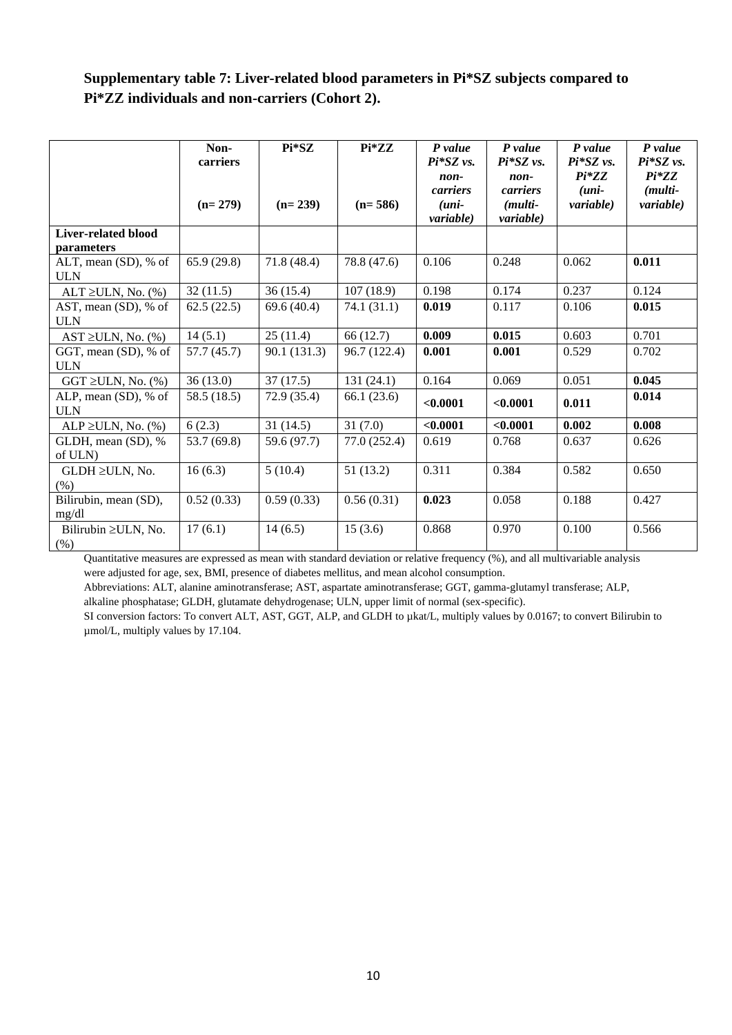**Supplementary table 7: Liver-related blood parameters in Pi*SZ subjects compared to Pi*ZZ individuals and non-carriers (Cohort 2).**

| | Non-carriers (n= 279) | Pi*SZ (n= 239) | Pi*ZZ (n= 586) | *P value Pi*SZ vs. non-carriers (uni-variable)* | *P value Pi*SZ vs. non-carriers (multi-variable)* | *P value Pi*SZ vs. Pi*ZZ (uni-variable)* | *P value Pi*SZ vs. Pi*ZZ (multi-variable)* |
|---|---|---|---|---|---|---|---|
| **Liver-related blood parameters** | | | | | | | |
| ALT, mean (SD), % of ULN | 65.9 (29.8) | 71.8 (48.4) | 78.8 (47.6) | 0.106 | 0.248 | 0.062 | **0.011** |
| ALT ≥ULN, No. (%) | 32 (11.5) | 36 (15.4) | 107 (18.9) | 0.198 | 0.174 | 0.237 | 0.124 |
| AST, mean (SD), % of ULN | 62.5 (22.5) | 69.6 (40.4) | 74.1 (31.1) | **0.019** | 0.117 | 0.106 | **0.015** |
| AST ≥ULN, No. (%) | 14 (5.1) | 25 (11.4) | 66 (12.7) | **0.009** | **0.015** | 0.603 | 0.701 |
| GGT, mean (SD), % of ULN | 57.7 (45.7) | 90.1 (131.3) | 96.7 (122.4) | **0.001** | **0.001** | 0.529 | 0.702 |
| GGT ≥ULN, No. (%) | 36 (13.0) | 37 (17.5) | 131 (24.1) | 0.164 | 0.069 | 0.051 | **0.045** |
| ALP, mean (SD), % of ULN | 58.5 (18.5) | 72.9 (35.4) | 66.1 (23.6) | **<0.0001** | **<0.0001** | **0.011** | **0.014** |
| ALP ≥ULN, No. (%) | 6 (2.3) | 31 (14.5) | 31 (7.0) | **<0.0001** | **<0.0001** | **0.002** | **0.008** |
| GLDH, mean (SD), % of ULN) | 53.7 (69.8) | 59.6 (97.7) | 77.0 (252.4) | 0.619 | 0.768 | 0.637 | 0.626 |
| GLDH ≥ULN, No. (%) | 16 (6.3) | 5 (10.4) | 51 (13.2) | 0.311 | 0.384 | 0.582 | 0.650 |
| Bilirubin, mean (SD), mg/dl | 0.52 (0.33) | 0.59 (0.33) | 0.56 (0.31) | **0.023** | 0.058 | 0.188 | 0.427 |
| Bilirubin ≥ULN, No. (%) | 17 (6.1) | 14 (6.5) | 15 (3.6) | 0.868 | 0.970 | 0.100 | 0.566 |

Quantitative measures are expressed as mean with standard deviation or relative frequency (%), and all multivariable analysis were adjusted for age, sex, BMI, presence of diabetes mellitus, and mean alcohol consumption.

Abbreviations: ALT, alanine aminotransferase; AST, aspartate aminotransferase; GGT, gamma-glutamyl transferase; ALP, alkaline phosphatase; GLDH, glutamate dehydrogenase; ULN, upper limit of normal (sex-specific).

SI conversion factors: To convert ALT, AST, GGT, ALP, and GLDH to µkat/L, multiply values by 0.0167; to convert Bilirubin to µmol/L, multiply values by 17.104.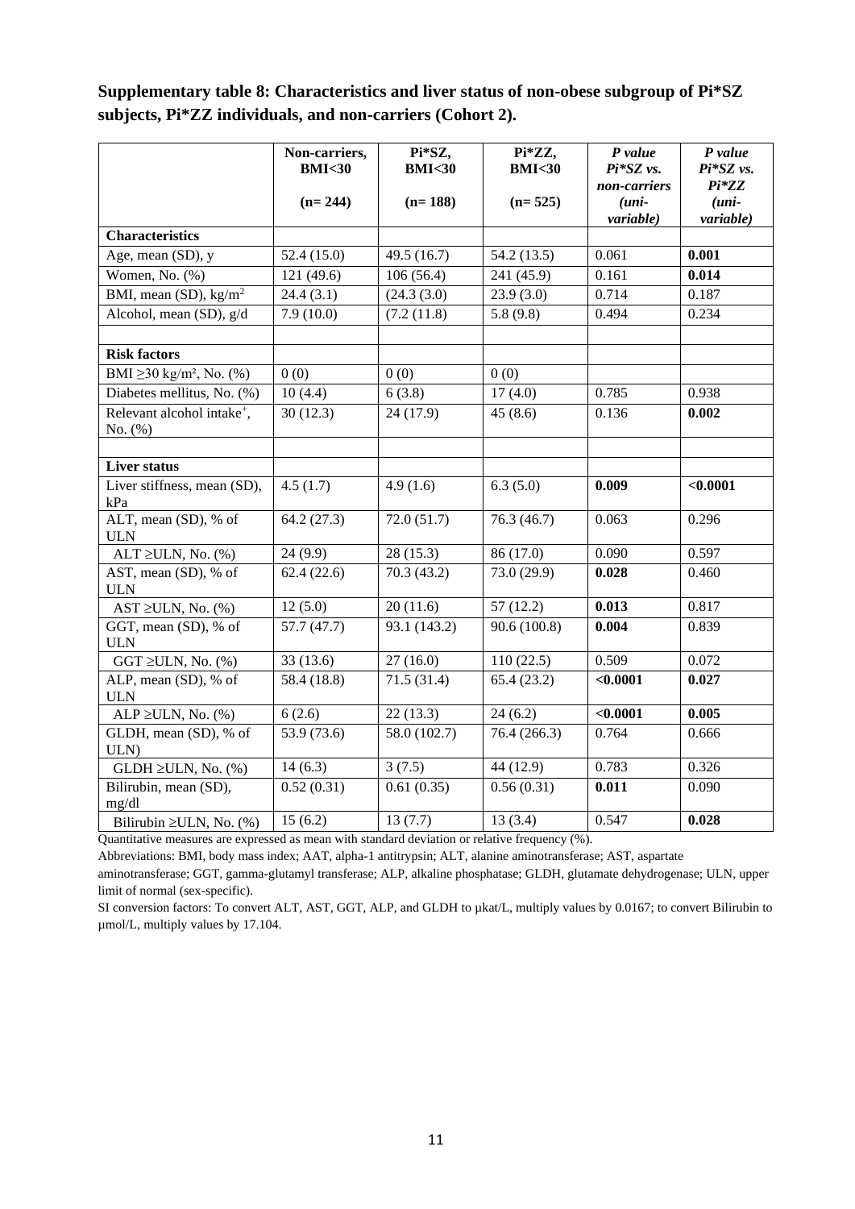**Supplementary table 8: Characteristics and liver status of non-obese subgroup of Pi*SZ subjects, Pi*ZZ individuals, and non-carriers (Cohort 2).**

| | Non-carriers, BMI<30 (n= 244) | Pi*SZ, BMI<30 (n= 188) | Pi*ZZ, BMI<30 (n= 525) | *P value Pi*SZ vs. non-carriers (uni-variable)* | *P value Pi*SZ vs. Pi*ZZ (uni-variable)* |
|---|---|---|---|---|---|
| **Characteristics** | | | | | |
| Age, mean (SD), y | 52.4 (15.0) | 49.5 (16.7) | 54.2 (13.5) | 0.061 | **0.001** |
| Women, No. (%) | 121 (49.6) | 106 (56.4) | 241 (45.9) | 0.161 | **0.014** |
| BMI, mean (SD), kg/m$^2$ | 24.4 (3.1) | (24.3 (3.0) | 23.9 (3.0) | 0.714 | 0.187 |
| Alcohol, mean (SD), g/d | 7.9 (10.0) | (7.2 (11.8) | 5.8 (9.8) | 0.494 | 0.234 |
| | | | | | |
| **Risk factors** | | | | | |
| BMI ≥30 kg/m², No. (%) | 0 (0) | 0 (0) | 0 (0) | | |
| Diabetes mellitus, No. (%) | 10 (4.4) | 6 (3.8) | 17 (4.0) | 0.785 | 0.938 |
| Relevant alcohol intake$^+$, No. (%) | 30 (12.3) | 24 (17.9) | 45 (8.6) | 0.136 | **0.002** |
| | | | | | |
| **Liver status** | | | | | |
| Liver stiffness, mean (SD), kPa | 4.5 (1.7) | 4.9 (1.6) | 6.3 (5.0) | **0.009** | **<0.0001** |
| ALT, mean (SD), % of ULN | 64.2 (27.3) | 72.0 (51.7) | 76.3 (46.7) | 0.063 | 0.296 |
| ALT ≥ULN, No. (%) | 24 (9.9) | 28 (15.3) | 86 (17.0) | 0.090 | 0.597 |
| AST, mean (SD), % of ULN | 62.4 (22.6) | 70.3 (43.2) | 73.0 (29.9) | **0.028** | 0.460 |
| AST ≥ULN, No. (%) | 12 (5.0) | 20 (11.6) | 57 (12.2) | **0.013** | 0.817 |
| GGT, mean (SD), % of ULN | 57.7 (47.7) | 93.1 (143.2) | 90.6 (100.8) | **0.004** | 0.839 |
| GGT ≥ULN, No. (%) | 33 (13.6) | 27 (16.0) | 110 (22.5) | 0.509 | 0.072 |
| ALP, mean (SD), % of ULN | 58.4 (18.8) | 71.5 (31.4) | 65.4 (23.2) | **<0.0001** | **0.027** |
| ALP ≥ULN, No. (%) | 6 (2.6) | 22 (13.3) | 24 (6.2) | **<0.0001** | **0.005** |
| GLDH, mean (SD), % of ULN) | 53.9 (73.6) | 58.0 (102.7) | 76.4 (266.3) | 0.764 | 0.666 |
| GLDH ≥ULN, No. (%) | 14 (6.3) | 3 (7.5) | 44 (12.9) | 0.783 | 0.326 |
| Bilirubin, mean (SD), mg/dl | 0.52 (0.31) | 0.61 (0.35) | 0.56 (0.31) | **0.011** | 0.090 |
| Bilirubin ≥ULN, No. (%) | 15 (6.2) | 13 (7.7) | 13 (3.4) | 0.547 | **0.028** |

Quantitative measures are expressed as mean with standard deviation or relative frequency (%).

Abbreviations: BMI, body mass index; AAT, alpha-1 antitrypsin; ALT, alanine aminotransferase; AST, aspartate aminotransferase; GGT, gamma-glutamyl transferase; ALP, alkaline phosphatase; GLDH, glutamate dehydrogenase; ULN, upper limit of normal (sex-specific).

SI conversion factors: To convert ALT, AST, GGT, ALP, and GLDH to µkat/L, multiply values by 0.0167; to convert Bilirubin to µmol/L, multiply values by 17.104.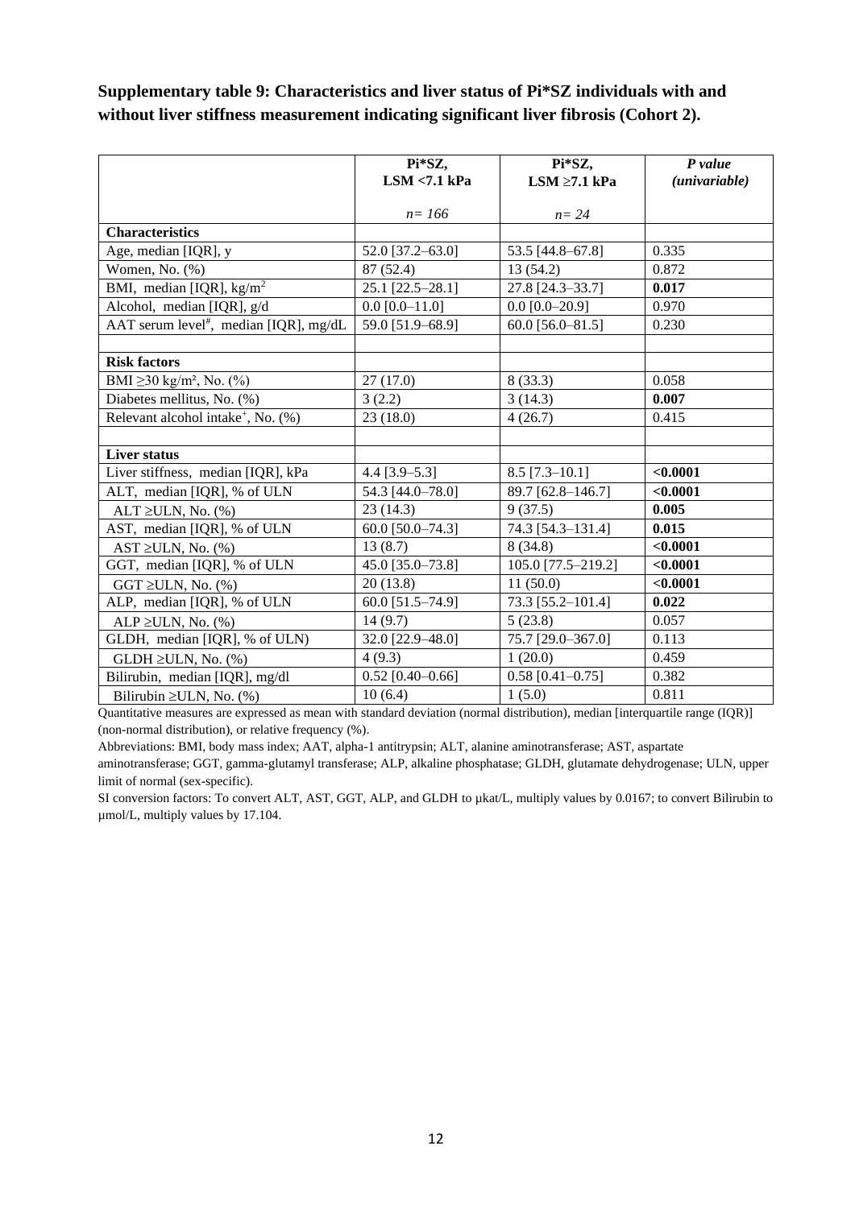**Supplementary table 9: Characteristics and liver status of Pi*SZ individuals with and without liver stiffness measurement indicating significant liver fibrosis (Cohort 2).**

| | Pi*SZ, LSM <7.1 kPa *n= 166* | Pi*SZ, LSM ≥7.1 kPa *n= 24* | *P value (univariable)* |
|---|---|---|---|
| **Characteristics** | | | |
| Age, median [IQR], y | 52.0 [37.2–63.0] | 53.5 [44.8–67.8] | 0.335 |
| Women, No. (%) | 87 (52.4) | 13 (54.2) | 0.872 |
| BMI, median [IQR], kg/m$^2$ | 25.1 [22.5–28.1] | 27.8 [24.3–33.7] | **0.017** |
| Alcohol, median [IQR], g/d | 0.0 [0.0–11.0] | 0.0 [0.0–20.9] | 0.970 |
| AAT serum level[#], median [IQR], mg/dL | 59.0 [51.9–68.9] | 60.0 [56.0–81.5] | 0.230 |
| | | | |
| **Risk factors** | | | |
| BMI ≥30 kg/m², No. (%) | 27 (17.0) | 8 (33.3) | 0.058 |
| Diabetes mellitus, No. (%) | 3 (2.2) | 3 (14.3) | **0.007** |
| Relevant alcohol intake[+], No. (%) | 23 (18.0) | 4 (26.7) | 0.415 |
| | | | |
| **Liver status** | | | |
| Liver stiffness, median [IQR], kPa | 4.4 [3.9–5.3] | 8.5 [7.3–10.1] | **<0.0001** |
| ALT, median [IQR], % of ULN | 54.3 [44.0–78.0] | 89.7 [62.8–146.7] | **<0.0001** |
| ALT ≥ULN, No. (%) | 23 (14.3) | 9 (37.5) | **0.005** |
| AST, median [IQR], % of ULN | 60.0 [50.0–74.3] | 74.3 [54.3–131.4] | **0.015** |
| AST ≥ULN, No. (%) | 13 (8.7) | 8 (34.8) | **<0.0001** |
| GGT, median [IQR], % of ULN | 45.0 [35.0–73.8] | 105.0 [77.5–219.2] | **<0.0001** |
| GGT ≥ULN, No. (%) | 20 (13.8) | 11 (50.0) | **<0.0001** |
| ALP, median [IQR], % of ULN | 60.0 [51.5–74.9] | 73.3 [55.2–101.4] | **0.022** |
| ALP ≥ULN, No. (%) | 14 (9.7) | 5 (23.8) | 0.057 |
| GLDH, median [IQR], % of ULN) | 32.0 [22.9–48.0] | 75.7 [29.0–367.0] | 0.113 |
| GLDH ≥ULN, No. (%) | 4 (9.3) | 1 (20.0) | 0.459 |
| Bilirubin, median [IQR], mg/dl | 0.52 [0.40–0.66] | 0.58 [0.41–0.75] | 0.382 |
| Bilirubin ≥ULN, No. (%) | 10 (6.4) | 1 (5.0) | 0.811 |

Quantitative measures are expressed as mean with standard deviation (normal distribution), median [interquartile range (IQR)] (non-normal distribution), or relative frequency (%).

Abbreviations: BMI, body mass index; AAT, alpha-1 antitrypsin; ALT, alanine aminotransferase; AST, aspartate aminotransferase; GGT, gamma-glutamyl transferase; ALP, alkaline phosphatase; GLDH, glutamate dehydrogenase; ULN, upper limit of normal (sex-specific).

SI conversion factors: To convert ALT, AST, GGT, ALP, and GLDH to µkat/L, multiply values by 0.0167; to convert Bilirubin to µmol/L, multiply values by 17.104.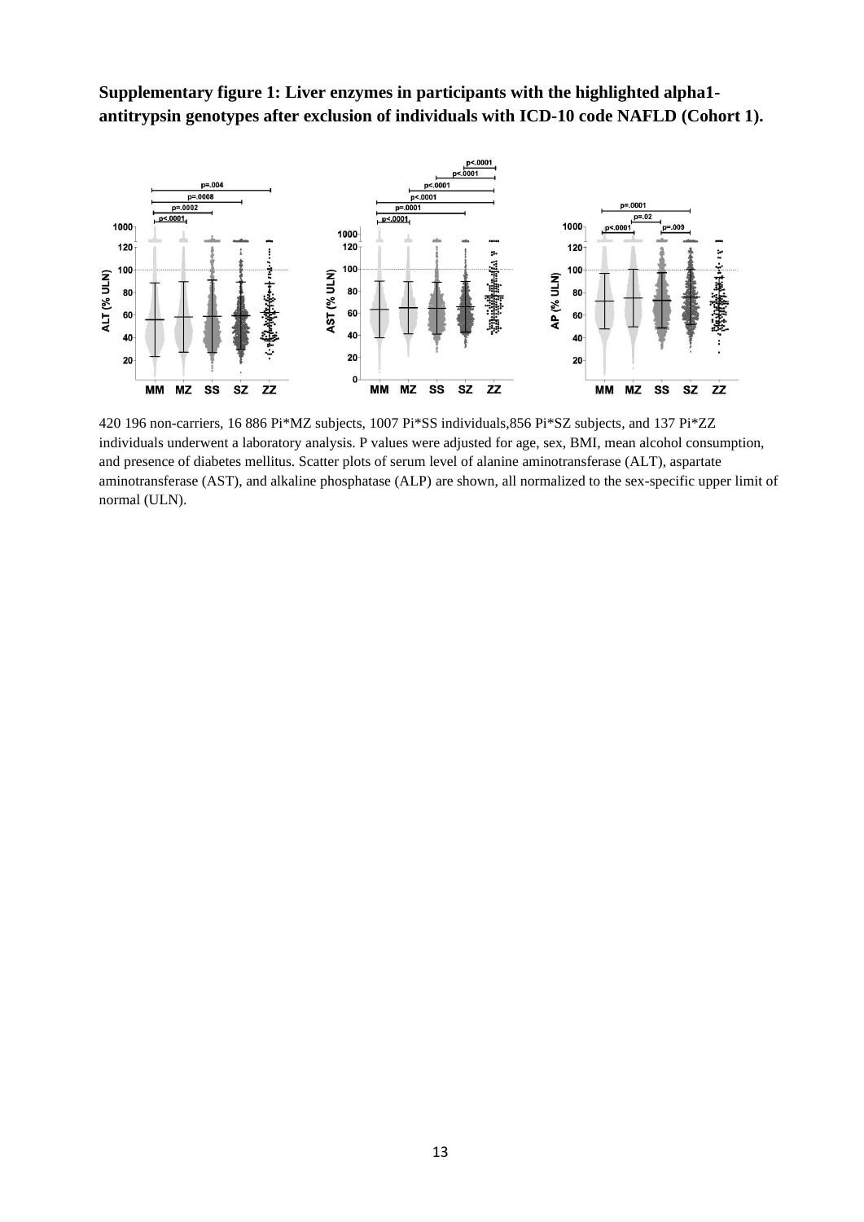**Supplementary figure 1: Liver enzymes in participants with the highlighted alpha1-antitrypsin genotypes after exclusion of individuals with ICD-10 code NAFLD (Cohort 1).**

p=.004
p=.0008
p=.0002
p<.0001

ALT (% ULN)

1000
120
100
80
60
40
20

MM MZ SS SZ ZZ

p<.0001
p<.0001
p<.0001
p<.0001
p=.0001
p<.0001

AST (% ULN)

1000
120
100
80
60
40
20
0

MM MZ SS SZ ZZ

p=.0001
p=.02
p<.0001
p=.009

AP (% ULN)

1000
120
100
80
60
40
20

MM MZ SS SZ ZZ

420 196 non-carriers, 16 886 Pi*MZ subjects, 1007 Pi*SS individuals,856 Pi*SZ subjects, and 137 Pi*ZZ individuals underwent a laboratory analysis. P values were adjusted for age, sex, BMI, mean alcohol consumption, and presence of diabetes mellitus. Scatter plots of serum level of alanine aminotransferase (ALT), aspartate aminotransferase (AST), and alkaline phosphatase (ALP) are shown, all normalized to the sex-specific upper limit of normal (ULN).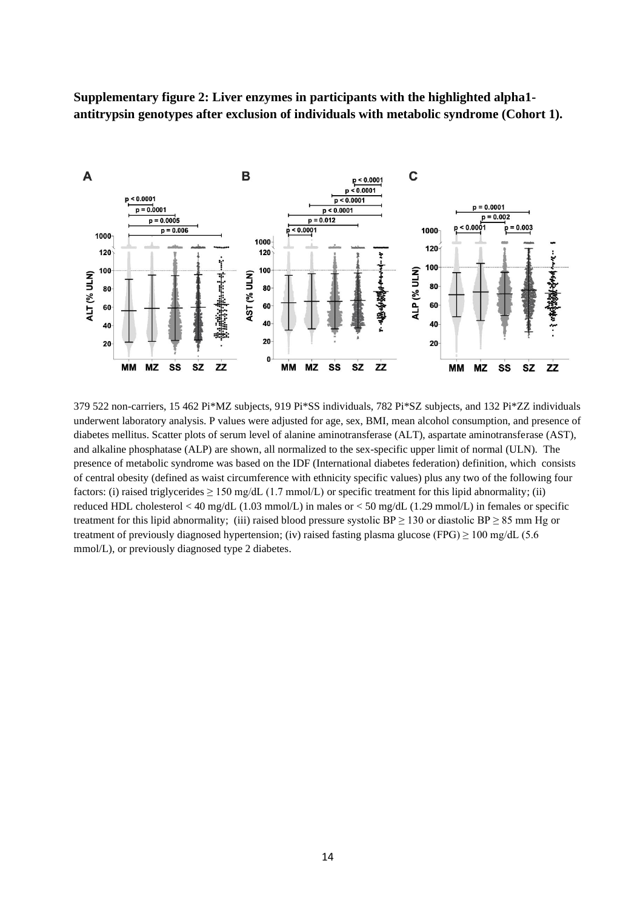**Supplementary figure 2: Liver enzymes in participants with the highlighted alpha1-antitrypsin genotypes after exclusion of individuals with metabolic syndrome (Cohort 1).**

A

p < 0.0001
p = 0.0001
p = 0.0005
p = 0.006

ALT (% ULN)

1000
120
100
80
60
40
20

MM MZ SS SZ ZZ

B

p < 0.0001
p < 0.0001
p < 0.0001
p < 0.0001
p = 0.012
p < 0.0001

AST (% ULN)

1000
120
100
80
60
40
20
0

MM MZ SS SZ ZZ

C

p = 0.0001
p = 0.002
p < 0.0001
p = 0.003

ALP (% ULN)

1000
120
100
80
60
40
20

MM MZ SS SZ ZZ

379 522 non-carriers, 15 462 Pi*MZ subjects, 919 Pi*SS individuals, 782 Pi*SZ subjects, and 132 Pi*ZZ individuals underwent laboratory analysis. P values were adjusted for age, sex, BMI, mean alcohol consumption, and presence of diabetes mellitus. Scatter plots of serum level of alanine aminotransferase (ALT), aspartate aminotransferase (AST), and alkaline phosphatase (ALP) are shown, all normalized to the sex-specific upper limit of normal (ULN). The presence of metabolic syndrome was based on the IDF (International diabetes federation) definition, which consists of central obesity (defined as waist circumference with ethnicity specific values) plus any two of the following four factors: (i) raised triglycerides ≥ 150 mg/dL (1.7 mmol/L) or specific treatment for this lipid abnormality; (ii) reduced HDL cholesterol < 40 mg/dL (1.03 mmol/L) in males or < 50 mg/dL (1.29 mmol/L) in females or specific treatment for this lipid abnormality; (iii) raised blood pressure systolic BP ≥ 130 or diastolic BP ≥ 85 mm Hg or treatment of previously diagnosed hypertension; (iv) raised fasting plasma glucose (FPG) ≥ 100 mg/dL (5.6 mmol/L), or previously diagnosed type 2 diabetes.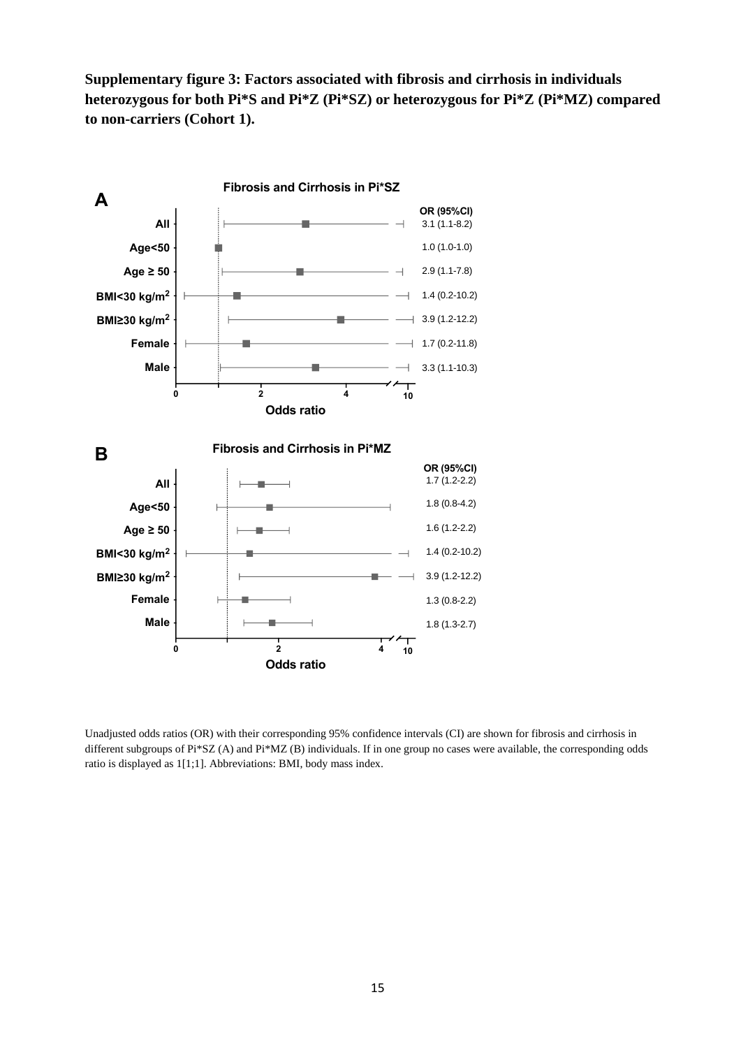**Supplementary figure 3: Factors associated with fibrosis and cirrhosis in individuals heterozygous for both Pi*S and Pi*Z (Pi*SZ) or heterozygous for Pi*Z (Pi*MZ) compared to non-carriers (Cohort 1).**

**A**

Fibrosis and Cirrhosis in Pi*SZ

OR (95%CI)

All 3.1 (1.1-8.2)

Age<50 1.0 (1.0-1.0)

Age ≥ 50 2.9 (1.1-7.8)

BMI<30 kg/m² 1.4 (0.2-10.2)

BMI≥30 kg/m² 3.9 (1.2-12.2)

Female 1.7 (0.2-11.8)

Male 3.3 (1.1-10.3)

0 2 4 10

Odds ratio

**B**

Fibrosis and Cirrhosis in Pi*MZ

OR (95%CI)

All 1.7 (1.2-2.2)

Age<50 1.8 (0.8-4.2)

Age ≥ 50 1.6 (1.2-2.2)

BMI<30 kg/m² 1.4 (0.2-10.2)

BMI≥30 kg/m² 3.9 (1.2-12.2)

Female 1.3 (0.8-2.2)

Male 1.8 (1.3-2.7)

0 2 4 10

Odds ratio

Unadjusted odds ratios (OR) with their corresponding 95% confidence intervals (CI) are shown for fibrosis and cirrhosis in different subgroups of Pi*SZ (A) and Pi*MZ (B) individuals. If in one group no cases were available, the corresponding odds ratio is displayed as 1[1;1]. Abbreviations: BMI, body mass index.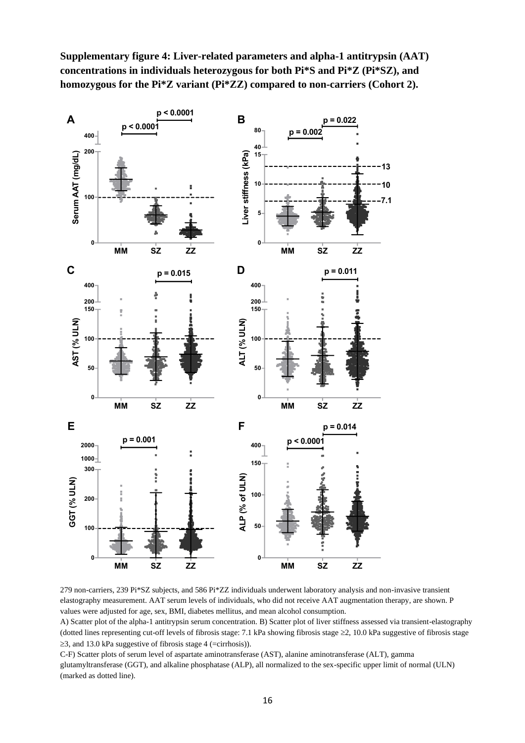**Supplementary figure 4: Liver-related parameters and alpha-1 antitrypsin (AAT) concentrations in individuals heterozygous for both Pi*S and Pi*Z (Pi*SZ), and homozygous for the Pi*Z variant (Pi*ZZ) compared to non-carriers (Cohort 2).**

A
p < 0.0001
p < 0.0001
Serum AAT (mg/dL)
400
200
100
0
MM SZ ZZ

B
p = 0.022
p = 0.002
Liver stiffness (kPa)
80
40
15
10
5
0
13
10
7.1
MM SZ ZZ

C
p = 0.015
AST (% ULN)
400
200
150
100
50
0
MM SZ ZZ

D
p = 0.011
ALT (% ULN)
400
200
150
100
50
0
MM SZ ZZ

E
p = 0.001
GGT (% ULN)
2000
1000
300
200
100
0
MM SZ ZZ

F
p = 0.014
p < 0.0001
ALP (% of ULN)
400
150
100
50
0
MM SZ ZZ

279 non-carriers, 239 Pi*SZ subjects, and 586 Pi*ZZ individuals underwent laboratory analysis and non-invasive transient elastography measurement. AAT serum levels of individuals, who did not receive AAT augmentation therapy, are shown. P values were adjusted for age, sex, BMI, diabetes mellitus, and mean alcohol consumption.

A) Scatter plot of the alpha-1 antitrypsin serum concentration. B) Scatter plot of liver stiffness assessed via transient-elastography (dotted lines representing cut-off levels of fibrosis stage: 7.1 kPa showing fibrosis stage ≥2, 10.0 kPa suggestive of fibrosis stage ≥3, and 13.0 kPa suggestive of fibrosis stage 4 (=cirrhosis)).

C-F) Scatter plots of serum level of aspartate aminotransferase (AST), alanine aminotransferase (ALT), gamma glutamyltransferase (GGT), and alkaline phosphatase (ALP), all normalized to the sex-specific upper limit of normal (ULN) (marked as dotted line).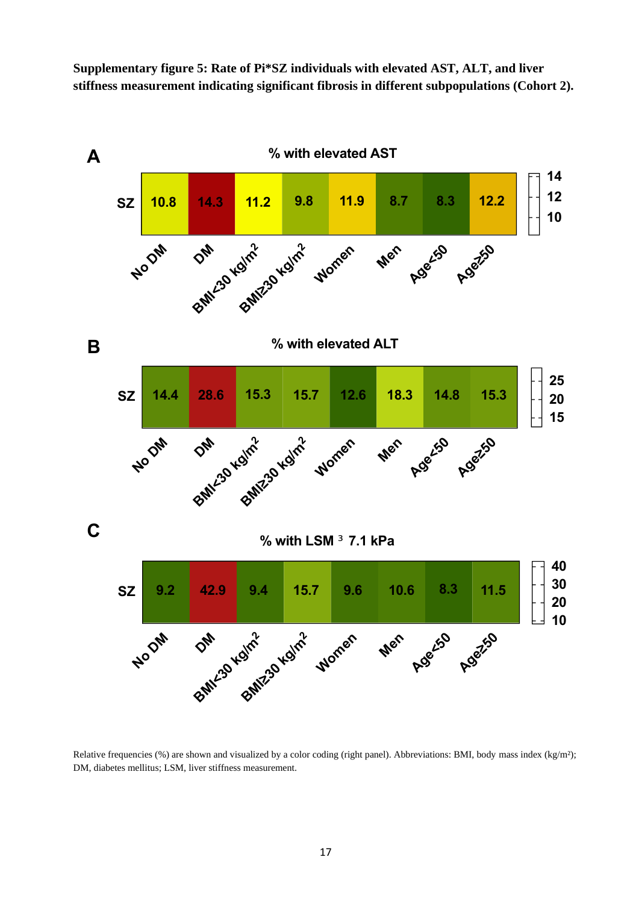**Supplementary figure 5: Rate of Pi*SZ individuals with elevated AST, ALT, and liver stiffness measurement indicating significant fibrosis in different subpopulations (Cohort 2).**

**A** — % with elevated AST

| | No DM | DM | BMI<30 kg/m² | BMI≥30 kg/m² | Women | Men | Age<50 | Age≥50 |
|---|---|---|---|---|---|---|---|---|
| SZ | 10.8 | 14.3 | 11.2 | 9.8 | 11.9 | 8.7 | 8.3 | 12.2 |

**B** — % with elevated ALT

| | No DM | DM | BMI<30 kg/m² | BMI≥30 kg/m² | Women | Men | Age<50 | Age≥50 |
|---|---|---|---|---|---|---|---|---|
| SZ | 14.4 | 28.6 | 15.3 | 15.7 | 12.6 | 18.3 | 14.8 | 15.3 |

**C** — % with LSM ³ 7.1 kPa

| | No DM | DM | BMI<30 kg/m² | BMI≥30 kg/m² | Women | Men | Age<50 | Age≥50 |
|---|---|---|---|---|---|---|---|---|
| SZ | 9.2 | 42.9 | 9.4 | 15.7 | 9.6 | 10.6 | 8.3 | 11.5 |

Relative frequencies (%) are shown and visualized by a color coding (right panel). Abbreviations: BMI, body mass index (kg/m²); DM, diabetes mellitus; LSM, liver stiffness measurement.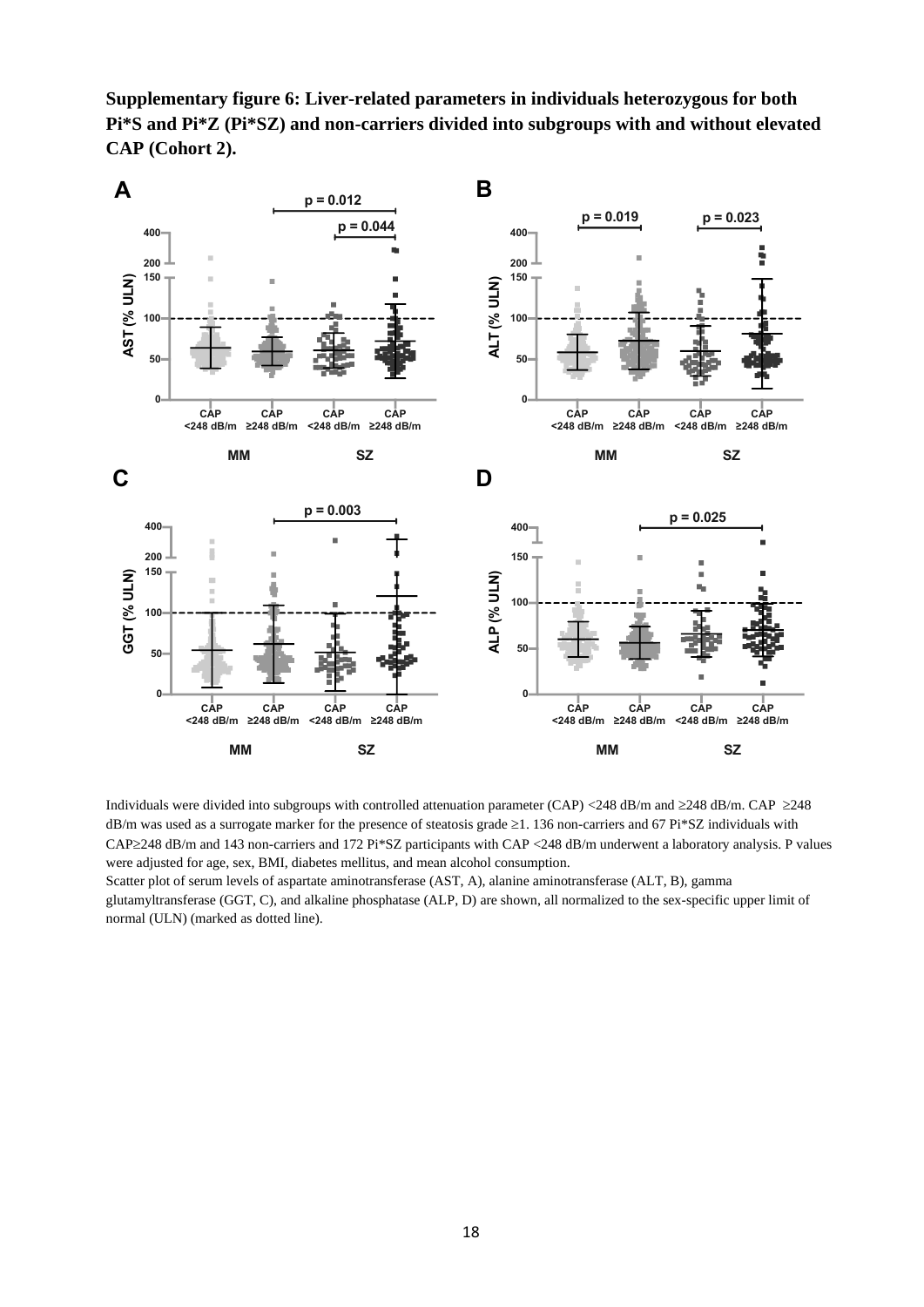**Supplementary figure 6: Liver-related parameters in individuals heterozygous for both Pi*S and Pi*Z (Pi*SZ) and non-carriers divided into subgroups with and without elevated CAP (Cohort 2).**

A

p = 0.012

p = 0.044

AST (% ULN)

400
200
150
100
50
0

CAP <248 dB/m
CAP ≥248 dB/m
CAP <248 dB/m
CAP ≥248 dB/m

MM
SZ

B

p = 0.019

p = 0.023

ALT (% ULN)

400
200
150
100
50
0

CAP <248 dB/m
CAP ≥248 dB/m
CAP <248 dB/m
CAP ≥248 dB/m

MM
SZ

C

p = 0.003

GGT (% ULN)

400
200
150
100
50
0

CAP <248 dB/m
CAP ≥248 dB/m
CAP <248 dB/m
CAP ≥248 dB/m

MM
SZ

D

p = 0.025

ALP (% ULN)

400
150
100
50
0

CAP <248 dB/m
CAP ≥248 dB/m
CAP <248 dB/m
CAP ≥248 dB/m

MM
SZ

Individuals were divided into subgroups with controlled attenuation parameter (CAP) <248 dB/m and ≥248 dB/m. CAP ≥248 dB/m was used as a surrogate marker for the presence of steatosis grade ≥1. 136 non-carriers and 67 Pi*SZ individuals with CAP≥248 dB/m and 143 non-carriers and 172 Pi*SZ participants with CAP <248 dB/m underwent a laboratory analysis. P values were adjusted for age, sex, BMI, diabetes mellitus, and mean alcohol consumption.

Scatter plot of serum levels of aspartate aminotransferase (AST, A), alanine aminotransferase (ALT, B), gamma glutamyltransferase (GGT, C), and alkaline phosphatase (ALP, D) are shown, all normalized to the sex-specific upper limit of normal (ULN) (marked as dotted line).